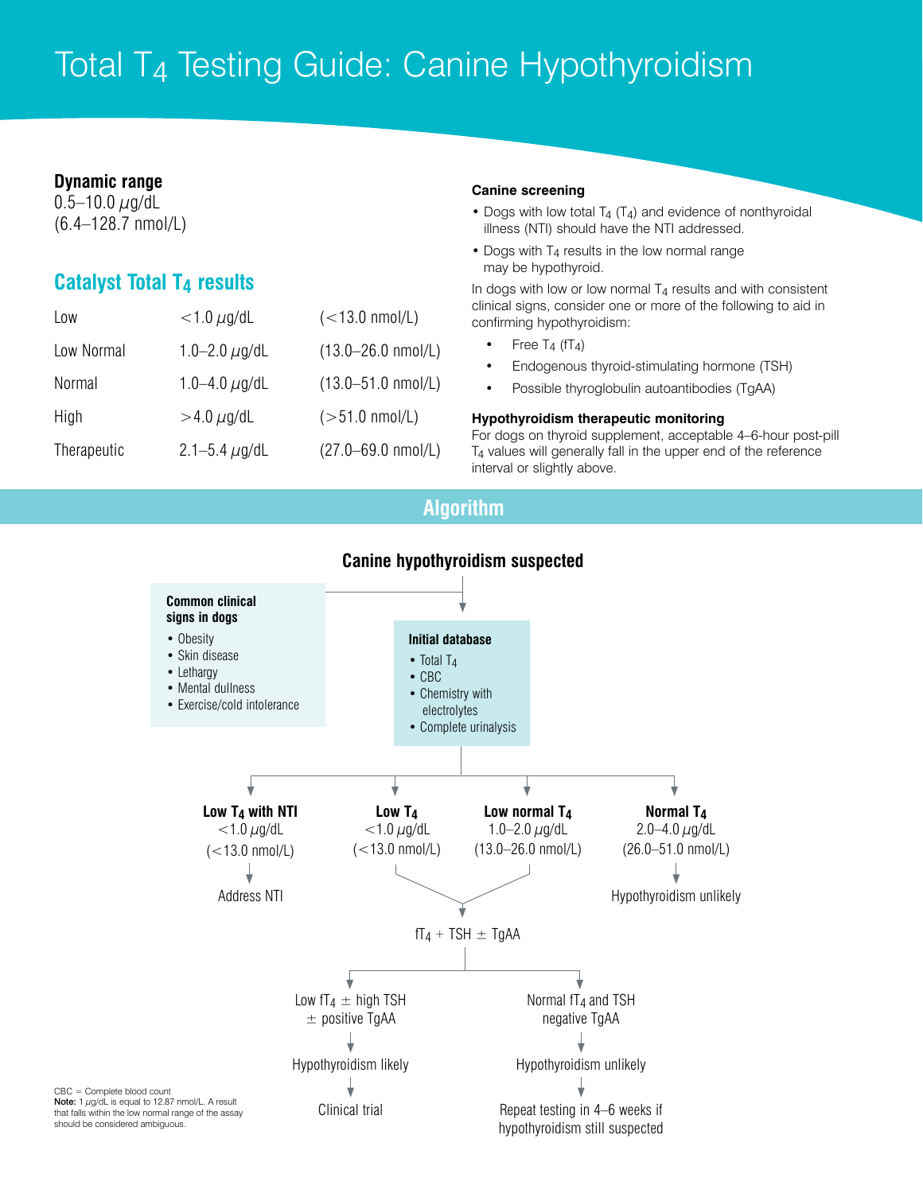# Total $T_4$ Testing Guide: Canine Hypothyroidism

**Dynamic range**
0.5–10.0 μg/dL
(6.4–128.7 nmol/L)

## Catalyst Total $T_4$ results

| | | |
|---|---|---|
| Low | <1.0 μg/dL | (<13.0 nmol/L) |
| Low Normal | 1.0–2.0 μg/dL | (13.0–26.0 nmol/L) |
| Normal | 1.0–4.0 μg/dL | (13.0–51.0 nmol/L) |
| High | >4.0 μg/dL | (>51.0 nmol/L) |
| Therapeutic | 2.1–5.4 μg/dL | (27.0–69.0 nmol/L) |

### Canine screening

- Dogs with low total $T_4$ ($T_4$) and evidence of nonthyroidal illness (NTI) should have the NTI addressed.
- Dogs with $T_4$ results in the low normal range may be hypothyroid.

In dogs with low or low normal $T_4$ results and with consistent clinical signs, consider one or more of the following to aid in confirming hypothyroidism:

- Free $T_4$ ($fT_4$)
- Endogenous thyroid-stimulating hormone (TSH)
- Possible thyroglobulin autoantibodies (TgAA)

### Hypothyroidism therapeutic monitoring

For dogs on thyroid supplement, acceptable 4–6-hour post-pill $T_4$ values will generally fall in the upper end of the reference interval or slightly above.

## Algorithm

**Canine hypothyroidism suspected**

**Common clinical signs in dogs**
- Obesity
- Skin disease
- Lethargy
- Mental dullness
- Exercise/cold intolerance

**Initial database**
- Total $T_4$
- CBC
- Chemistry with electrolytes
- Complete urinalysis

**Low $T_4$ with NTI** <1.0 μg/dL (<13.0 nmol/L) → Address NTI

**Low $T_4$** <1.0 μg/dL (<13.0 nmol/L) → $fT_4$ + TSH ± TgAA

**Low normal $T_4$** 1.0–2.0 μg/dL (13.0–26.0 nmol/L) → $fT_4$ + TSH ± TgAA

**Normal $T_4$** 2.0–4.0 μg/dL (26.0–51.0 nmol/L) → Hypothyroidism unlikely

$fT_4$ + TSH ± TgAA:

- Low $fT_4$ ± high TSH ± positive TgAA → Hypothyroidism likely → Clinical trial
- Normal $fT_4$ and TSH negative TgAA → Hypothyroidism unlikely → Repeat testing in 4–6 weeks if hypothyroidism still suspected

CBC = Complete blood count
**Note:** 1 μg/dL is equal to 12.87 nmol/L. A result that falls within the low normal range of the assay should be considered ambiguous.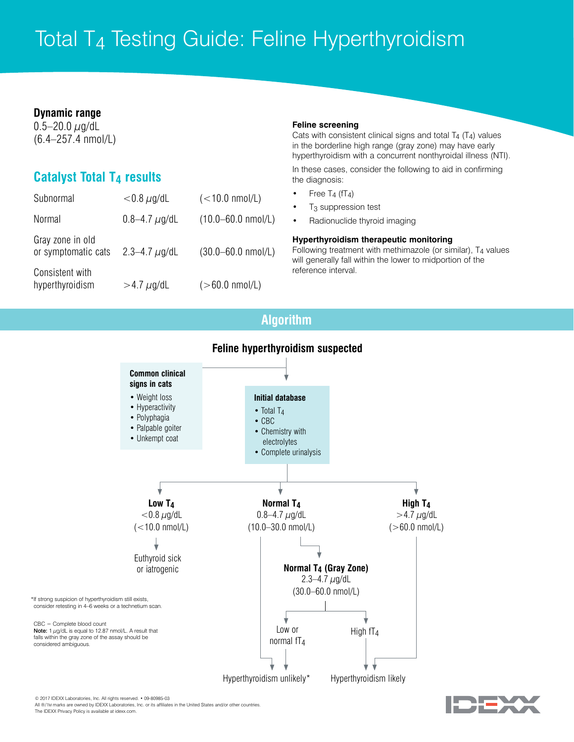# Total $T_4$ Testing Guide: Feline Hyperthyroidism

**Dynamic range**
0.5–20.0 μg/dL
(6.4–257.4 nmol/L)

## Catalyst Total $T_4$ results

| | | |
|---|---|---|
| Subnormal | <0.8 μg/dL | (<10.0 nmol/L) |
| Normal | 0.8–4.7 μg/dL | (10.0–60.0 nmol/L) |
| Gray zone in old or symptomatic cats | 2.3–4.7 μg/dL | (30.0–60.0 nmol/L) |
| Consistent with hyperthyroidism | >4.7 μg/dL | (>60.0 nmol/L) |

**Feline screening**
Cats with consistent clinical signs and total $T_4$ ($T_4$) values in the borderline high range (gray zone) may have early hyperthyroidism with a concurrent nonthyroidal illness (NTI).

In these cases, consider the following to aid in confirming the diagnosis:

- Free $T_4$ ($fT_4$)
- $T_3$ suppression test
- Radionuclide thyroid imaging

**Hyperthyroidism therapeutic monitoring**
Following treatment with methimazole (or similar), $T_4$ values will generally fall within the lower to midportion of the reference interval.

## Algorithm

**Feline hyperthyroidism suspected**

**Common clinical signs in cats**
- Weight loss
- Hyperactivity
- Polyphagia
- Palpable goiter
- Unkempt coat

**Initial database**
- Total $T_4$
- CBC
- Chemistry with electrolytes
- Complete urinalysis

**Low $T_4$**
<0.8 μg/dL
(<10.0 nmol/L)
→ Euthyroid sick or iatrogenic

**Normal $T_4$**
0.8–4.7 μg/dL
(10.0–30.0 nmol/L)
→ Hyperthyroidism unlikely*

**Normal $T_4$ (Gray Zone)**
2.3–4.7 μg/dL
(30.0–60.0 nmol/L)
- Low or normal $fT_4$ → Hyperthyroidism unlikely*
- High $fT_4$ → Hyperthyroidism likely

**High $T_4$**
>4.7 μg/dL
(>60.0 nmol/L)
→ Hyperthyroidism likely

*If strong suspicion of hyperthyroidism still exists, consider retesting in 4–6 weeks or a technetium scan.

CBC = Complete blood count
**Note:** 1 μg/dL is equal to 12.87 nmol/L. A result that falls within the gray zone of the assay should be considered ambiguous.

© 2017 IDEXX Laboratories, Inc. All rights reserved. • 09-80985-03
All ®/TM marks are owned by IDEXX Laboratories, Inc. or its affiliates in the United States and/or other countries.
The IDEXX Privacy Policy is available at idexx.com.